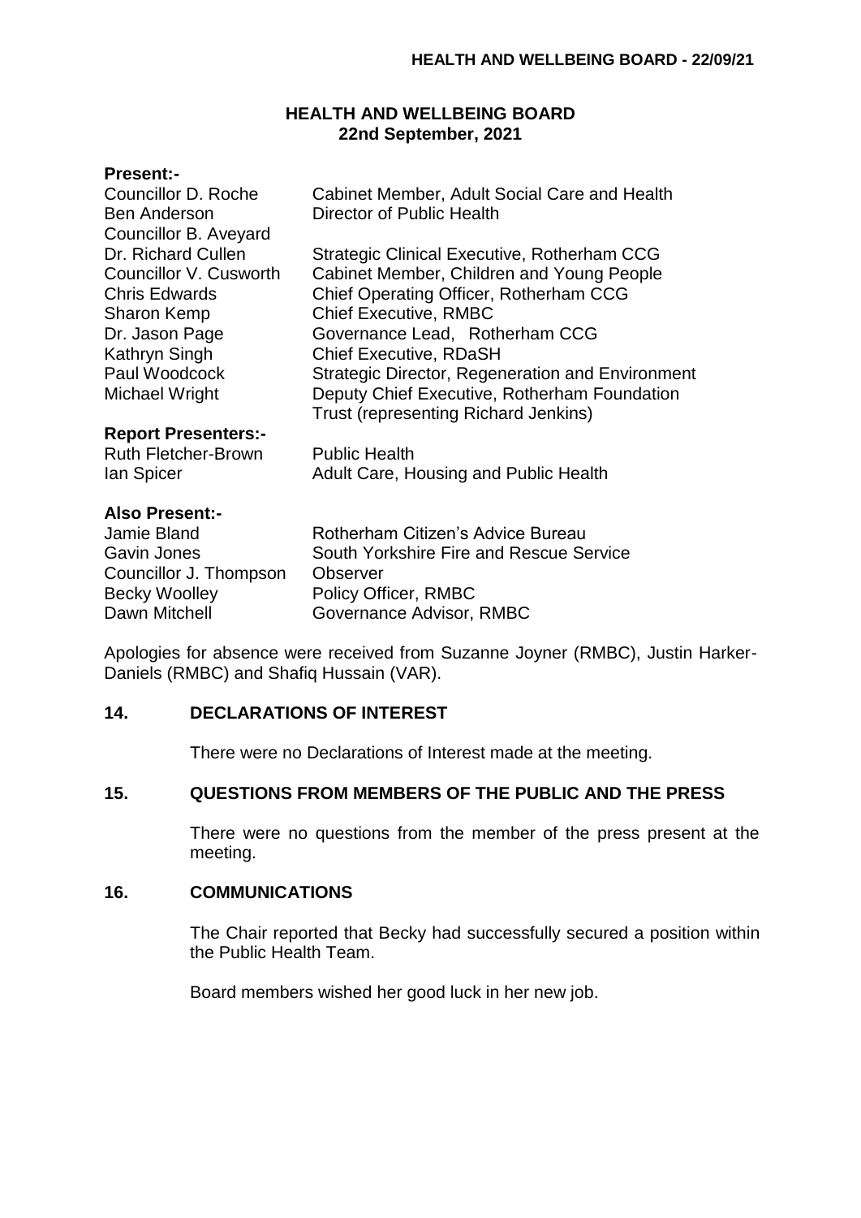# HEALTH AND WELLBEING BOARD
## 22nd September, 2021

**Present:-**

| | |
|---|---|
| Councillor D. Roche | Cabinet Member, Adult Social Care and Health |
| Ben Anderson | Director of Public Health |
| Councillor B. Aveyard | |
| Dr. Richard Cullen | Strategic Clinical Executive, Rotherham CCG |
| Councillor V. Cusworth | Cabinet Member, Children and Young People |
| Chris Edwards | Chief Operating Officer, Rotherham CCG |
| Sharon Kemp | Chief Executive, RMBC |
| Dr. Jason Page | Governance Lead, Rotherham CCG |
| Kathryn Singh | Chief Executive, RDaSH |
| Paul Woodcock | Strategic Director, Regeneration and Environment |
| Michael Wright | Deputy Chief Executive, Rotherham Foundation Trust (representing Richard Jenkins) |

**Report Presenters:-**

| | |
|---|---|
| Ruth Fletcher-Brown | Public Health |
| Ian Spicer | Adult Care, Housing and Public Health |

**Also Present:-**

| | |
|---|---|
| Jamie Bland | Rotherham Citizen's Advice Bureau |
| Gavin Jones | South Yorkshire Fire and Rescue Service |
| Councillor J. Thompson | Observer |
| Becky Woolley | Policy Officer, RMBC |
| Dawn Mitchell | Governance Advisor, RMBC |

Apologies for absence were received from Suzanne Joyner (RMBC), Justin Harker-Daniels (RMBC) and Shafiq Hussain (VAR).

### 14. DECLARATIONS OF INTEREST

There were no Declarations of Interest made at the meeting.

### 15. QUESTIONS FROM MEMBERS OF THE PUBLIC AND THE PRESS

There were no questions from the member of the press present at the meeting.

### 16. COMMUNICATIONS

The Chair reported that Becky had successfully secured a position within the Public Health Team.

Board members wished her good luck in her new job.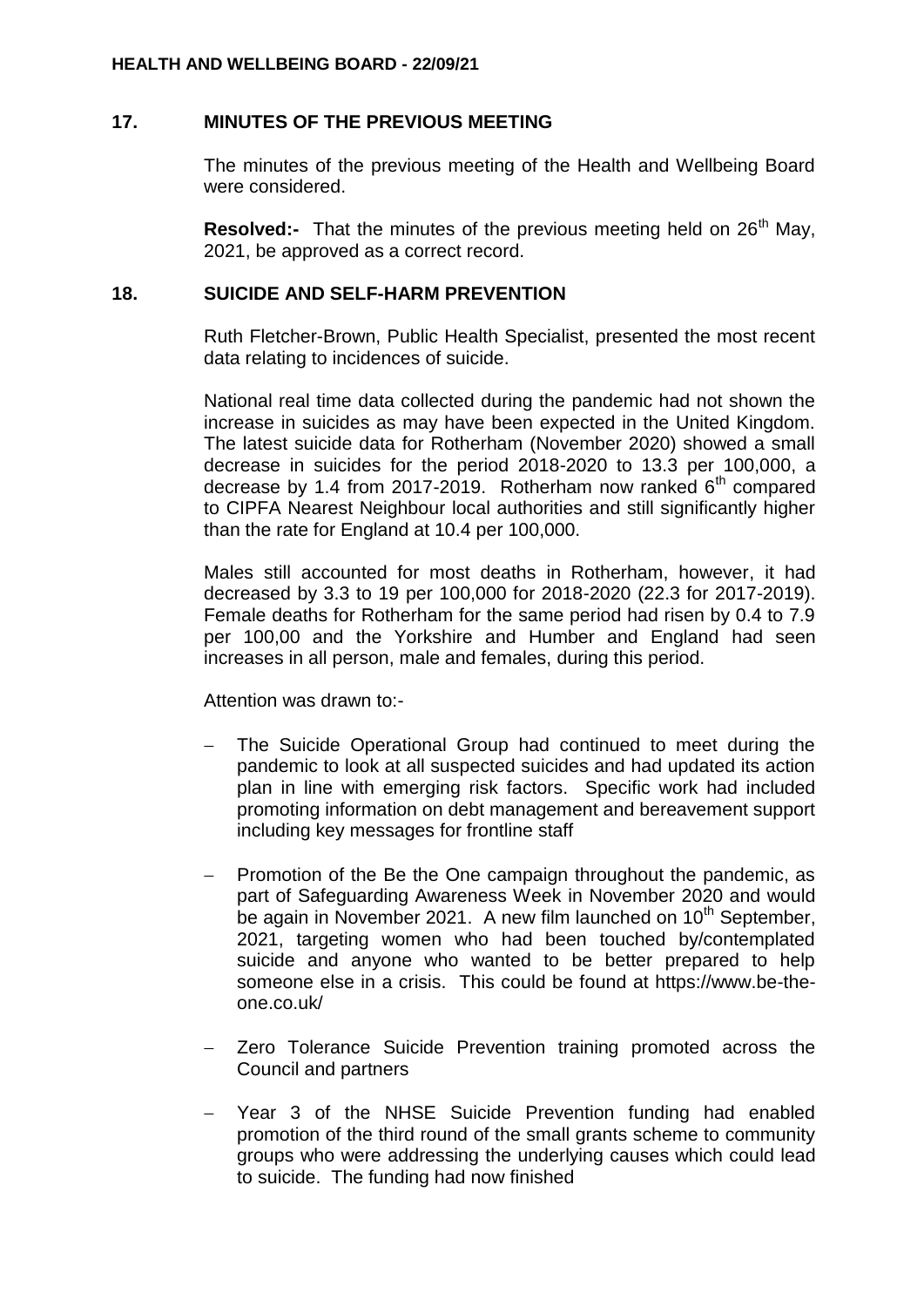## 17. MINUTES OF THE PREVIOUS MEETING

The minutes of the previous meeting of the Health and Wellbeing Board were considered.

**Resolved:-** That the minutes of the previous meeting held on 26th May, 2021, be approved as a correct record.

## 18. SUICIDE AND SELF-HARM PREVENTION

Ruth Fletcher-Brown, Public Health Specialist, presented the most recent data relating to incidences of suicide.

National real time data collected during the pandemic had not shown the increase in suicides as may have been expected in the United Kingdom. The latest suicide data for Rotherham (November 2020) showed a small decrease in suicides for the period 2018-2020 to 13.3 per 100,000, a decrease by 1.4 from 2017-2019. Rotherham now ranked 6th compared to CIPFA Nearest Neighbour local authorities and still significantly higher than the rate for England at 10.4 per 100,000.

Males still accounted for most deaths in Rotherham, however, it had decreased by 3.3 to 19 per 100,000 for 2018-2020 (22.3 for 2017-2019). Female deaths for Rotherham for the same period had risen by 0.4 to 7.9 per 100,00 and the Yorkshire and Humber and England had seen increases in all person, male and females, during this period.

Attention was drawn to:-

- The Suicide Operational Group had continued to meet during the pandemic to look at all suspected suicides and had updated its action plan in line with emerging risk factors. Specific work had included promoting information on debt management and bereavement support including key messages for frontline staff
- Promotion of the Be the One campaign throughout the pandemic, as part of Safeguarding Awareness Week in November 2020 and would be again in November 2021. A new film launched on 10th September, 2021, targeting women who had been touched by/contemplated suicide and anyone who wanted to be better prepared to help someone else in a crisis. This could be found at https://www.be-the-one.co.uk/
- Zero Tolerance Suicide Prevention training promoted across the Council and partners
- Year 3 of the NHSE Suicide Prevention funding had enabled promotion of the third round of the small grants scheme to community groups who were addressing the underlying causes which could lead to suicide. The funding had now finished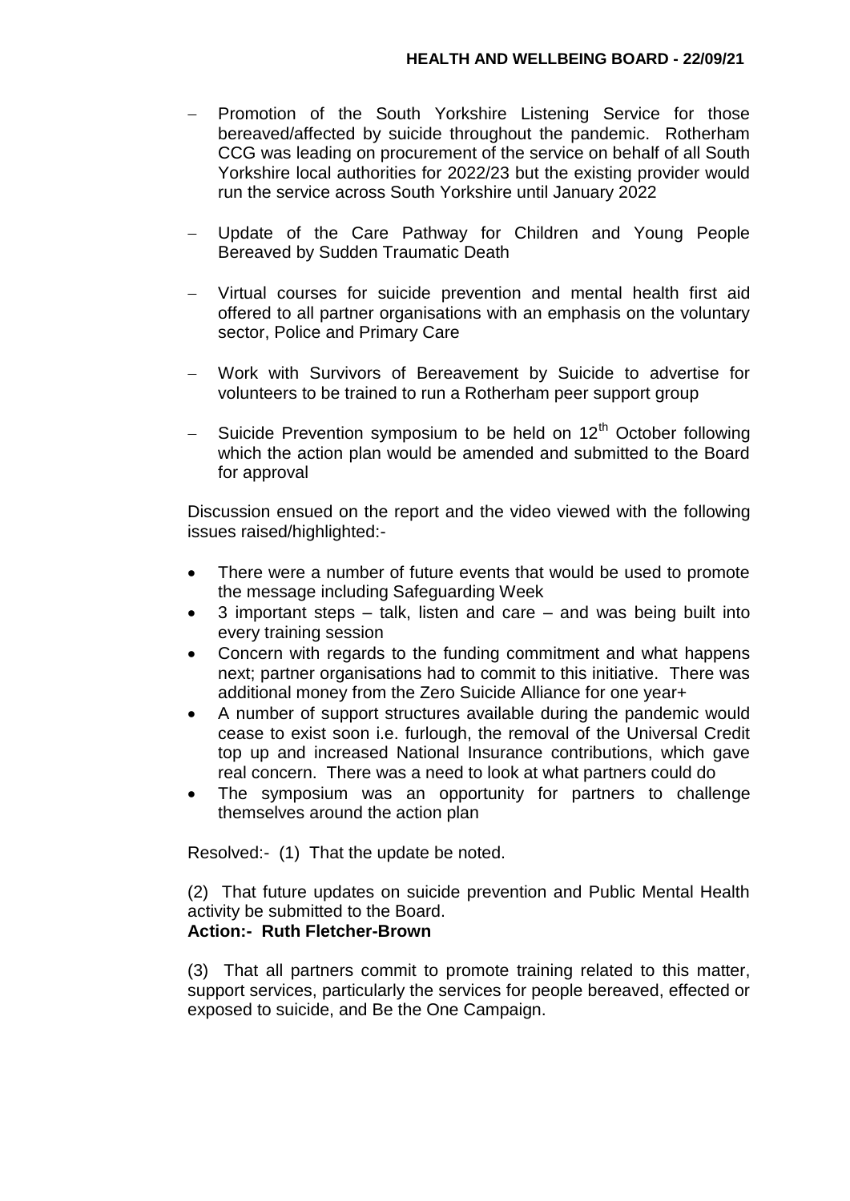- Promotion of the South Yorkshire Listening Service for those bereaved/affected by suicide throughout the pandemic. Rotherham CCG was leading on procurement of the service on behalf of all South Yorkshire local authorities for 2022/23 but the existing provider would run the service across South Yorkshire until January 2022

- Update of the Care Pathway for Children and Young People Bereaved by Sudden Traumatic Death

- Virtual courses for suicide prevention and mental health first aid offered to all partner organisations with an emphasis on the voluntary sector, Police and Primary Care

- Work with Survivors of Bereavement by Suicide to advertise for volunteers to be trained to run a Rotherham peer support group

- Suicide Prevention symposium to be held on 12th October following which the action plan would be amended and submitted to the Board for approval

Discussion ensued on the report and the video viewed with the following issues raised/highlighted:-

- There were a number of future events that would be used to promote the message including Safeguarding Week
- 3 important steps – talk, listen and care – and was being built into every training session
- Concern with regards to the funding commitment and what happens next; partner organisations had to commit to this initiative. There was additional money from the Zero Suicide Alliance for one year+
- A number of support structures available during the pandemic would cease to exist soon i.e. furlough, the removal of the Universal Credit top up and increased National Insurance contributions, which gave real concern. There was a need to look at what partners could do
- The symposium was an opportunity for partners to challenge themselves around the action plan

Resolved:- (1) That the update be noted.

(2) That future updates on suicide prevention and Public Mental Health activity be submitted to the Board.
**Action:- Ruth Fletcher-Brown**

(3) That all partners commit to promote training related to this matter, support services, particularly the services for people bereaved, effected or exposed to suicide, and Be the One Campaign.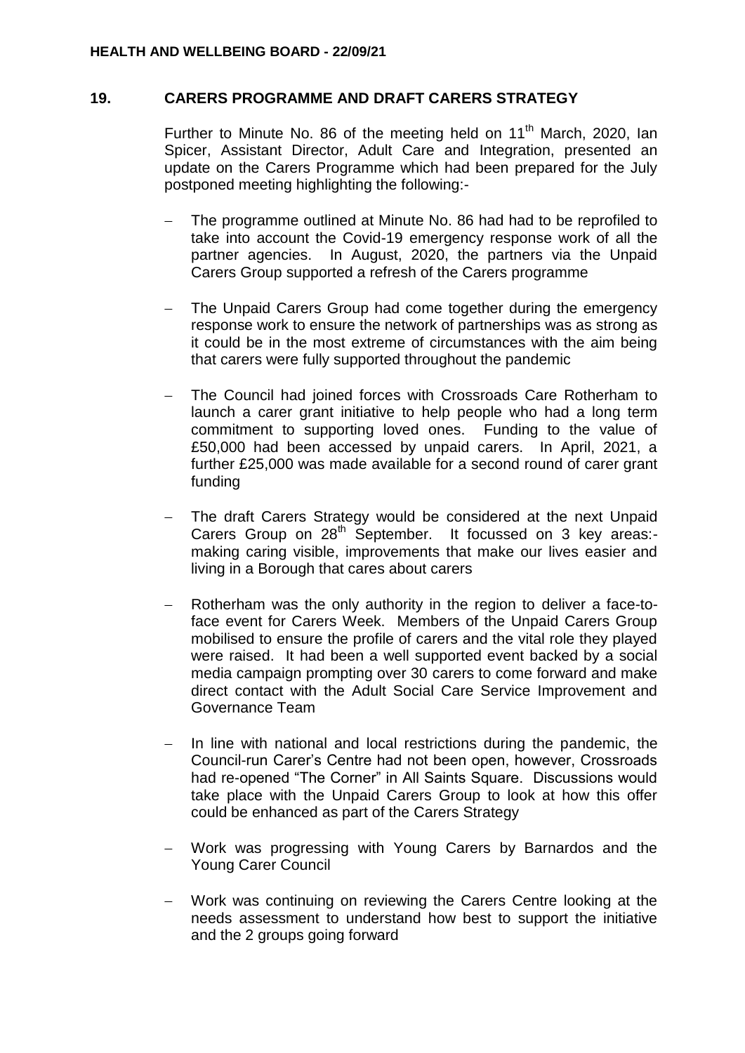## 19. CARERS PROGRAMME AND DRAFT CARERS STRATEGY

Further to Minute No. 86 of the meeting held on 11th March, 2020, Ian Spicer, Assistant Director, Adult Care and Integration, presented an update on the Carers Programme which had been prepared for the July postponed meeting highlighting the following:-

- The programme outlined at Minute No. 86 had had to be reprofiled to take into account the Covid-19 emergency response work of all the partner agencies. In August, 2020, the partners via the Unpaid Carers Group supported a refresh of the Carers programme

- The Unpaid Carers Group had come together during the emergency response work to ensure the network of partnerships was as strong as it could be in the most extreme of circumstances with the aim being that carers were fully supported throughout the pandemic

- The Council had joined forces with Crossroads Care Rotherham to launch a carer grant initiative to help people who had a long term commitment to supporting loved ones. Funding to the value of £50,000 had been accessed by unpaid carers. In April, 2021, a further £25,000 was made available for a second round of carer grant funding

- The draft Carers Strategy would be considered at the next Unpaid Carers Group on 28th September. It focussed on 3 key areas:- making caring visible, improvements that make our lives easier and living in a Borough that cares about carers

- Rotherham was the only authority in the region to deliver a face-to-face event for Carers Week. Members of the Unpaid Carers Group mobilised to ensure the profile of carers and the vital role they played were raised. It had been a well supported event backed by a social media campaign prompting over 30 carers to come forward and make direct contact with the Adult Social Care Service Improvement and Governance Team

- In line with national and local restrictions during the pandemic, the Council-run Carer's Centre had not been open, however, Crossroads had re-opened "The Corner" in All Saints Square. Discussions would take place with the Unpaid Carers Group to look at how this offer could be enhanced as part of the Carers Strategy

- Work was progressing with Young Carers by Barnardos and the Young Carer Council

- Work was continuing on reviewing the Carers Centre looking at the needs assessment to understand how best to support the initiative and the 2 groups going forward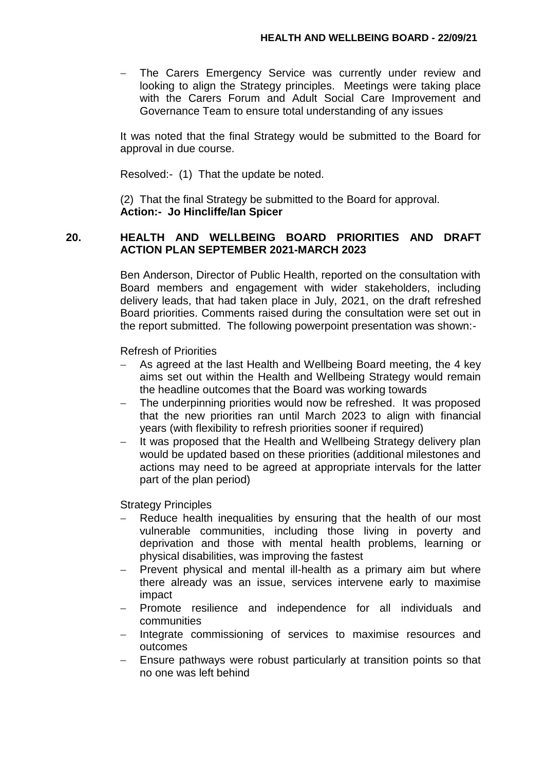- The Carers Emergency Service was currently under review and looking to align the Strategy principles. Meetings were taking place with the Carers Forum and Adult Social Care Improvement and Governance Team to ensure total understanding of any issues

It was noted that the final Strategy would be submitted to the Board for approval in due course.

Resolved:- (1) That the update be noted.

(2) That the final Strategy be submitted to the Board for approval.
**Action:- Jo Hincliffe/Ian Spicer**

## 20. HEALTH AND WELLBEING BOARD PRIORITIES AND DRAFT ACTION PLAN SEPTEMBER 2021-MARCH 2023

Ben Anderson, Director of Public Health, reported on the consultation with Board members and engagement with wider stakeholders, including delivery leads, that had taken place in July, 2021, on the draft refreshed Board priorities. Comments raised during the consultation were set out in the report submitted. The following powerpoint presentation was shown:-

Refresh of Priorities

- As agreed at the last Health and Wellbeing Board meeting, the 4 key aims set out within the Health and Wellbeing Strategy would remain the headline outcomes that the Board was working towards
- The underpinning priorities would now be refreshed. It was proposed that the new priorities ran until March 2023 to align with financial years (with flexibility to refresh priorities sooner if required)
- It was proposed that the Health and Wellbeing Strategy delivery plan would be updated based on these priorities (additional milestones and actions may need to be agreed at appropriate intervals for the latter part of the plan period)

Strategy Principles

- Reduce health inequalities by ensuring that the health of our most vulnerable communities, including those living in poverty and deprivation and those with mental health problems, learning or physical disabilities, was improving the fastest
- Prevent physical and mental ill-health as a primary aim but where there already was an issue, services intervene early to maximise impact
- Promote resilience and independence for all individuals and communities
- Integrate commissioning of services to maximise resources and outcomes
- Ensure pathways were robust particularly at transition points so that no one was left behind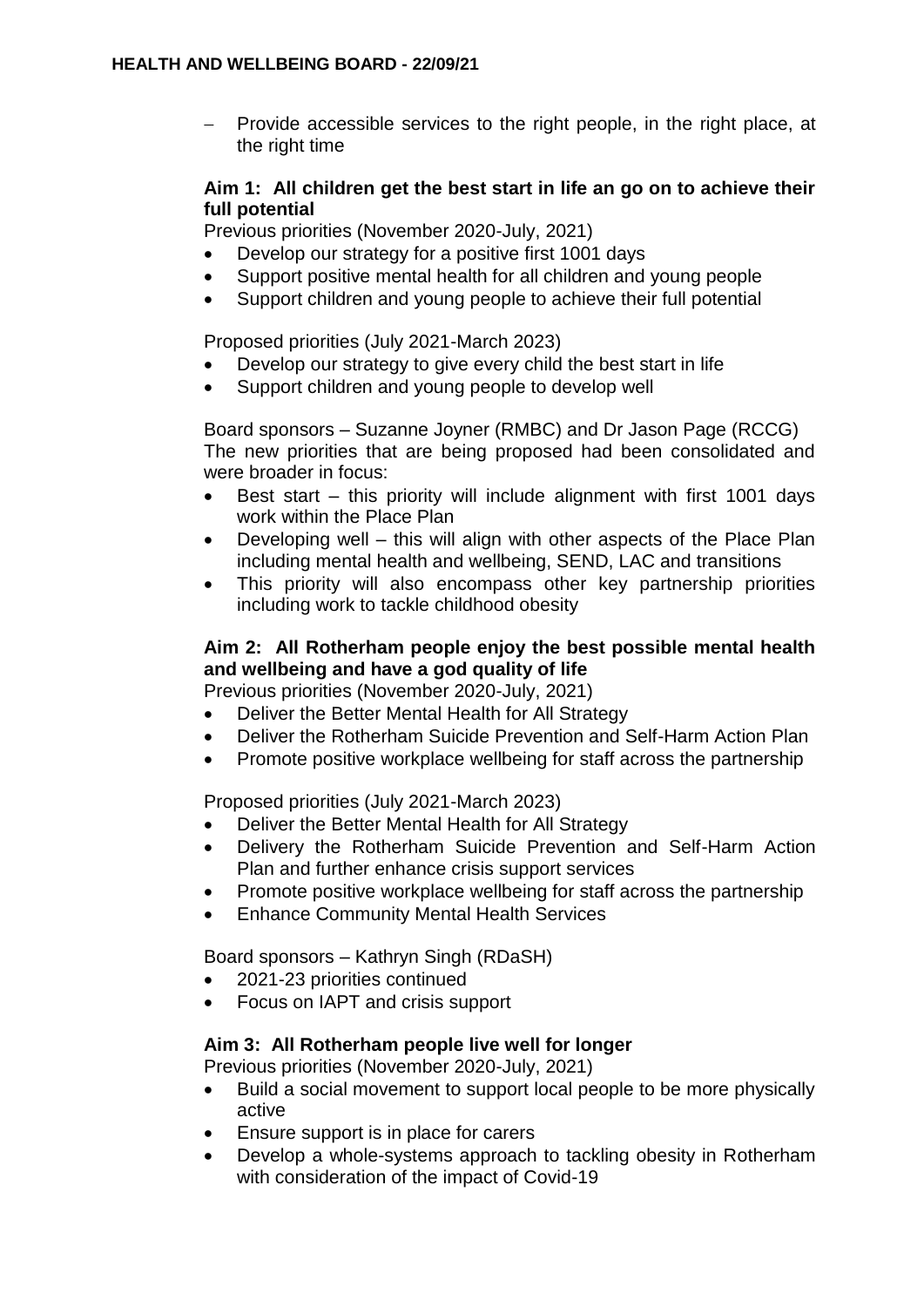- Provide accessible services to the right people, in the right place, at the right time

**Aim 1: All children get the best start in life an go on to achieve their full potential**

Previous priorities (November 2020-July, 2021)

- Develop our strategy for a positive first 1001 days
- Support positive mental health for all children and young people
- Support children and young people to achieve their full potential

Proposed priorities (July 2021-March 2023)

- Develop our strategy to give every child the best start in life
- Support children and young people to develop well

Board sponsors – Suzanne Joyner (RMBC) and Dr Jason Page (RCCG)
The new priorities that are being proposed had been consolidated and were broader in focus:

- Best start – this priority will include alignment with first 1001 days work within the Place Plan
- Developing well – this will align with other aspects of the Place Plan including mental health and wellbeing, SEND, LAC and transitions
- This priority will also encompass other key partnership priorities including work to tackle childhood obesity

**Aim 2: All Rotherham people enjoy the best possible mental health and wellbeing and have a god quality of life**

Previous priorities (November 2020-July, 2021)

- Deliver the Better Mental Health for All Strategy
- Deliver the Rotherham Suicide Prevention and Self-Harm Action Plan
- Promote positive workplace wellbeing for staff across the partnership

Proposed priorities (July 2021-March 2023)

- Deliver the Better Mental Health for All Strategy
- Delivery the Rotherham Suicide Prevention and Self-Harm Action Plan and further enhance crisis support services
- Promote positive workplace wellbeing for staff across the partnership
- Enhance Community Mental Health Services

Board sponsors – Kathryn Singh (RDaSH)

- 2021-23 priorities continued
- Focus on IAPT and crisis support

**Aim 3: All Rotherham people live well for longer**

Previous priorities (November 2020-July, 2021)

- Build a social movement to support local people to be more physically active
- Ensure support is in place for carers
- Develop a whole-systems approach to tackling obesity in Rotherham with consideration of the impact of Covid-19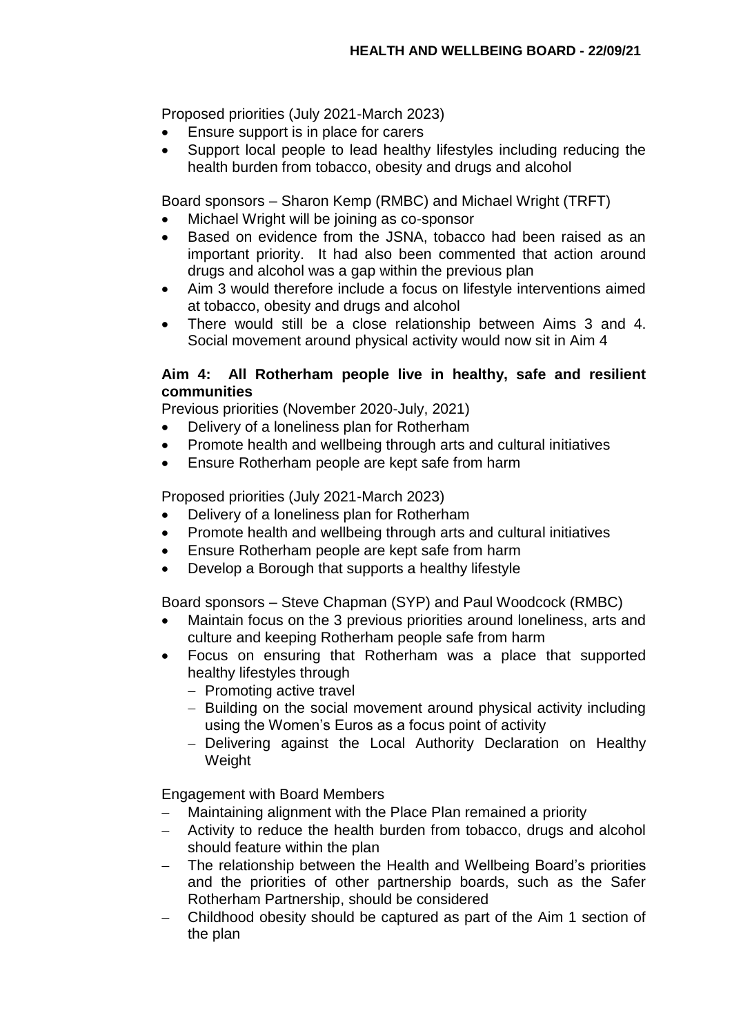Proposed priorities (July 2021-March 2023)

- Ensure support is in place for carers
- Support local people to lead healthy lifestyles including reducing the health burden from tobacco, obesity and drugs and alcohol

Board sponsors – Sharon Kemp (RMBC) and Michael Wright (TRFT)

- Michael Wright will be joining as co-sponsor
- Based on evidence from the JSNA, tobacco had been raised as an important priority. It had also been commented that action around drugs and alcohol was a gap within the previous plan
- Aim 3 would therefore include a focus on lifestyle interventions aimed at tobacco, obesity and drugs and alcohol
- There would still be a close relationship between Aims 3 and 4. Social movement around physical activity would now sit in Aim 4

**Aim 4: All Rotherham people live in healthy, safe and resilient communities**

Previous priorities (November 2020-July, 2021)

- Delivery of a loneliness plan for Rotherham
- Promote health and wellbeing through arts and cultural initiatives
- Ensure Rotherham people are kept safe from harm

Proposed priorities (July 2021-March 2023)

- Delivery of a loneliness plan for Rotherham
- Promote health and wellbeing through arts and cultural initiatives
- Ensure Rotherham people are kept safe from harm
- Develop a Borough that supports a healthy lifestyle

Board sponsors – Steve Chapman (SYP) and Paul Woodcock (RMBC)

- Maintain focus on the 3 previous priorities around loneliness, arts and culture and keeping Rotherham people safe from harm
- Focus on ensuring that Rotherham was a place that supported healthy lifestyles through
  - Promoting active travel
  - Building on the social movement around physical activity including using the Women's Euros as a focus point of activity
  - Delivering against the Local Authority Declaration on Healthy Weight

Engagement with Board Members

- Maintaining alignment with the Place Plan remained a priority
- Activity to reduce the health burden from tobacco, drugs and alcohol should feature within the plan
- The relationship between the Health and Wellbeing Board's priorities and the priorities of other partnership boards, such as the Safer Rotherham Partnership, should be considered
- Childhood obesity should be captured as part of the Aim 1 section of the plan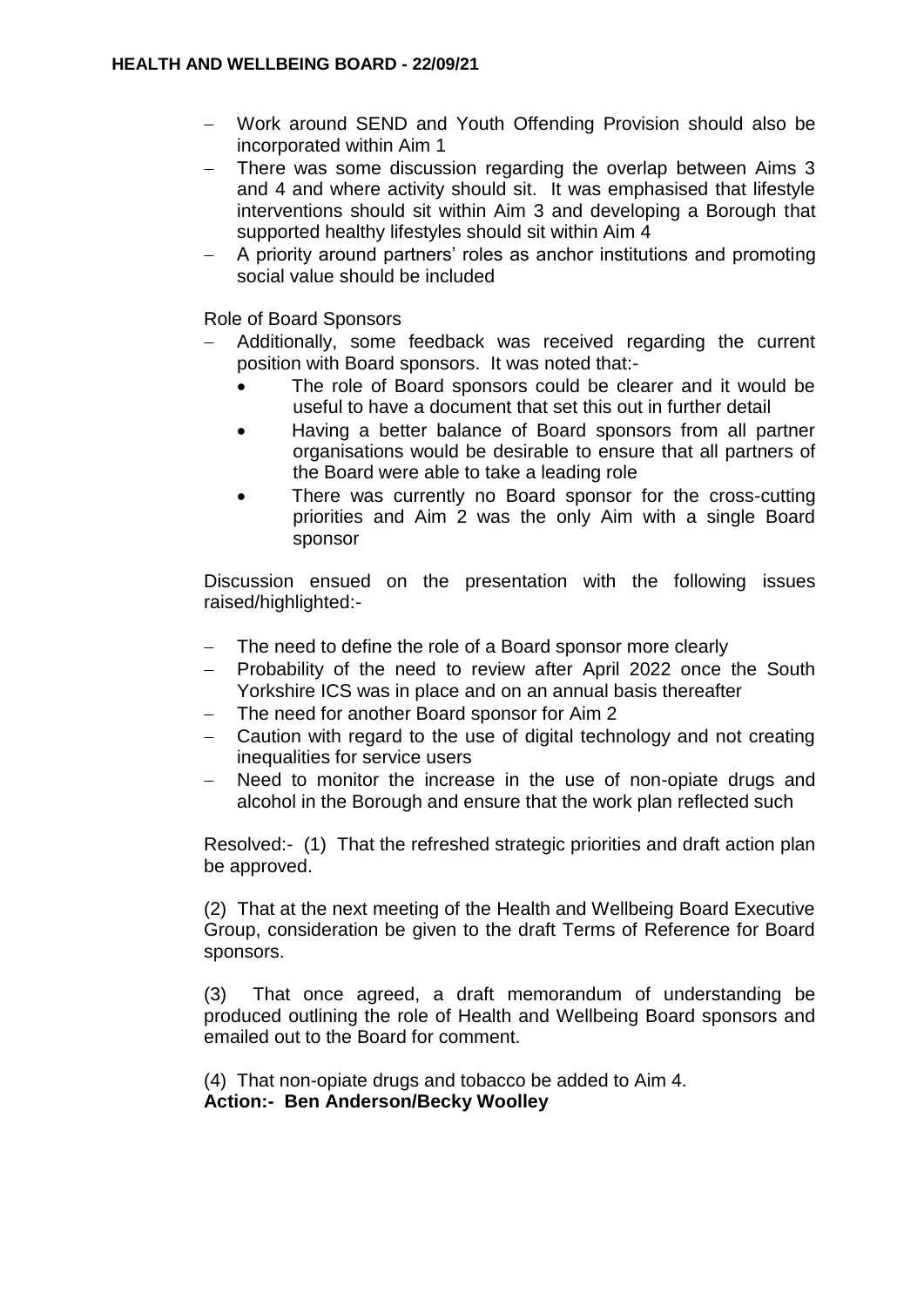- Work around SEND and Youth Offending Provision should also be incorporated within Aim 1
- There was some discussion regarding the overlap between Aims 3 and 4 and where activity should sit. It was emphasised that lifestyle interventions should sit within Aim 3 and developing a Borough that supported healthy lifestyles should sit within Aim 4
- A priority around partners' roles as anchor institutions and promoting social value should be included

Role of Board Sponsors

- Additionally, some feedback was received regarding the current position with Board sponsors. It was noted that:-
    - The role of Board sponsors could be clearer and it would be useful to have a document that set this out in further detail
    - Having a better balance of Board sponsors from all partner organisations would be desirable to ensure that all partners of the Board were able to take a leading role
    - There was currently no Board sponsor for the cross-cutting priorities and Aim 2 was the only Aim with a single Board sponsor

Discussion ensued on the presentation with the following issues raised/highlighted:-

- The need to define the role of a Board sponsor more clearly
- Probability of the need to review after April 2022 once the South Yorkshire ICS was in place and on an annual basis thereafter
- The need for another Board sponsor for Aim 2
- Caution with regard to the use of digital technology and not creating inequalities for service users
- Need to monitor the increase in the use of non-opiate drugs and alcohol in the Borough and ensure that the work plan reflected such

Resolved:- (1) That the refreshed strategic priorities and draft action plan be approved.

(2) That at the next meeting of the Health and Wellbeing Board Executive Group, consideration be given to the draft Terms of Reference for Board sponsors.

(3) That once agreed, a draft memorandum of understanding be produced outlining the role of Health and Wellbeing Board sponsors and emailed out to the Board for comment.

(4) That non-opiate drugs and tobacco be added to Aim 4.
**Action:- Ben Anderson/Becky Woolley**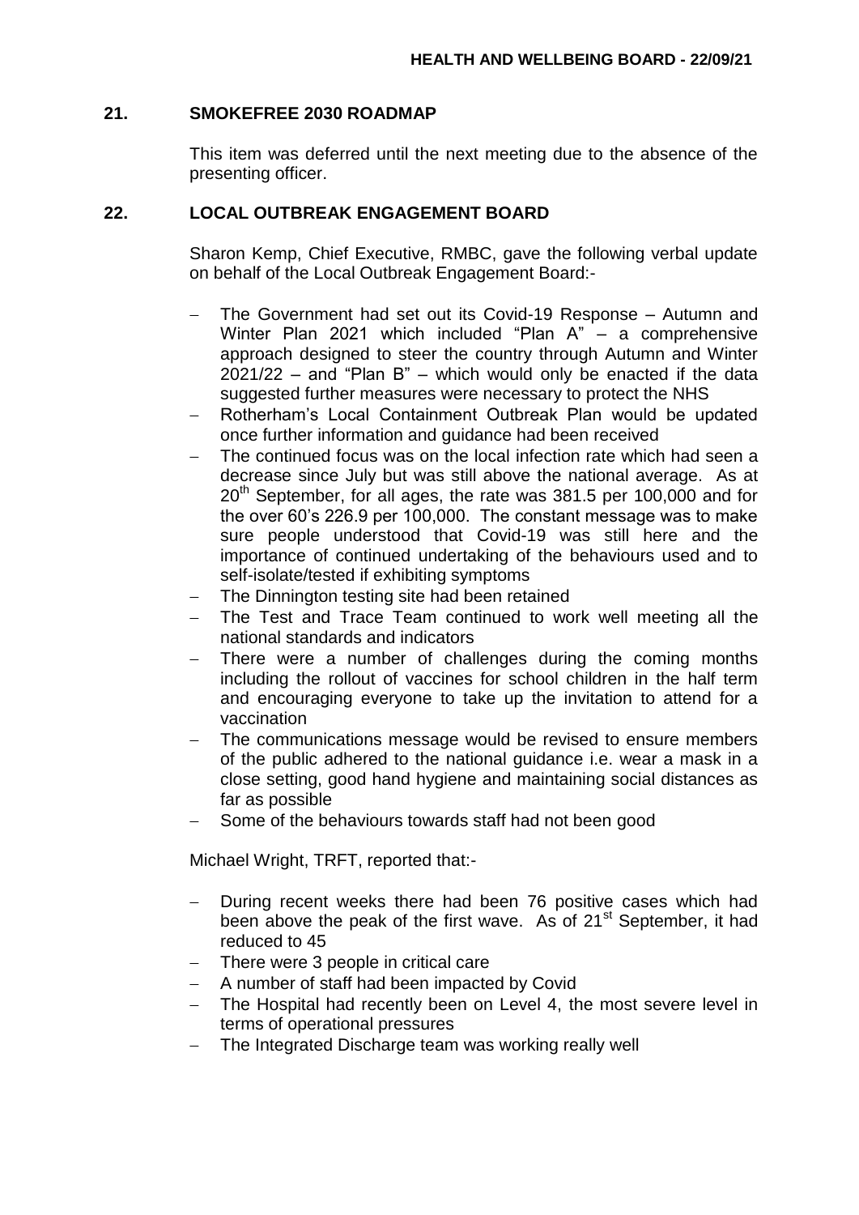## 21. SMOKEFREE 2030 ROADMAP

This item was deferred until the next meeting due to the absence of the presenting officer.

## 22. LOCAL OUTBREAK ENGAGEMENT BOARD

Sharon Kemp, Chief Executive, RMBC, gave the following verbal update on behalf of the Local Outbreak Engagement Board:-

- The Government had set out its Covid-19 Response – Autumn and Winter Plan 2021 which included "Plan A" – a comprehensive approach designed to steer the country through Autumn and Winter 2021/22 – and "Plan B" – which would only be enacted if the data suggested further measures were necessary to protect the NHS
- Rotherham's Local Containment Outbreak Plan would be updated once further information and guidance had been received
- The continued focus was on the local infection rate which had seen a decrease since July but was still above the national average. As at 20th September, for all ages, the rate was 381.5 per 100,000 and for the over 60's 226.9 per 100,000. The constant message was to make sure people understood that Covid-19 was still here and the importance of continued undertaking of the behaviours used and to self-isolate/tested if exhibiting symptoms
- The Dinnington testing site had been retained
- The Test and Trace Team continued to work well meeting all the national standards and indicators
- There were a number of challenges during the coming months including the rollout of vaccines for school children in the half term and encouraging everyone to take up the invitation to attend for a vaccination
- The communications message would be revised to ensure members of the public adhered to the national guidance i.e. wear a mask in a close setting, good hand hygiene and maintaining social distances as far as possible
- Some of the behaviours towards staff had not been good

Michael Wright, TRFT, reported that:-

- During recent weeks there had been 76 positive cases which had been above the peak of the first wave. As of 21st September, it had reduced to 45
- There were 3 people in critical care
- A number of staff had been impacted by Covid
- The Hospital had recently been on Level 4, the most severe level in terms of operational pressures
- The Integrated Discharge team was working really well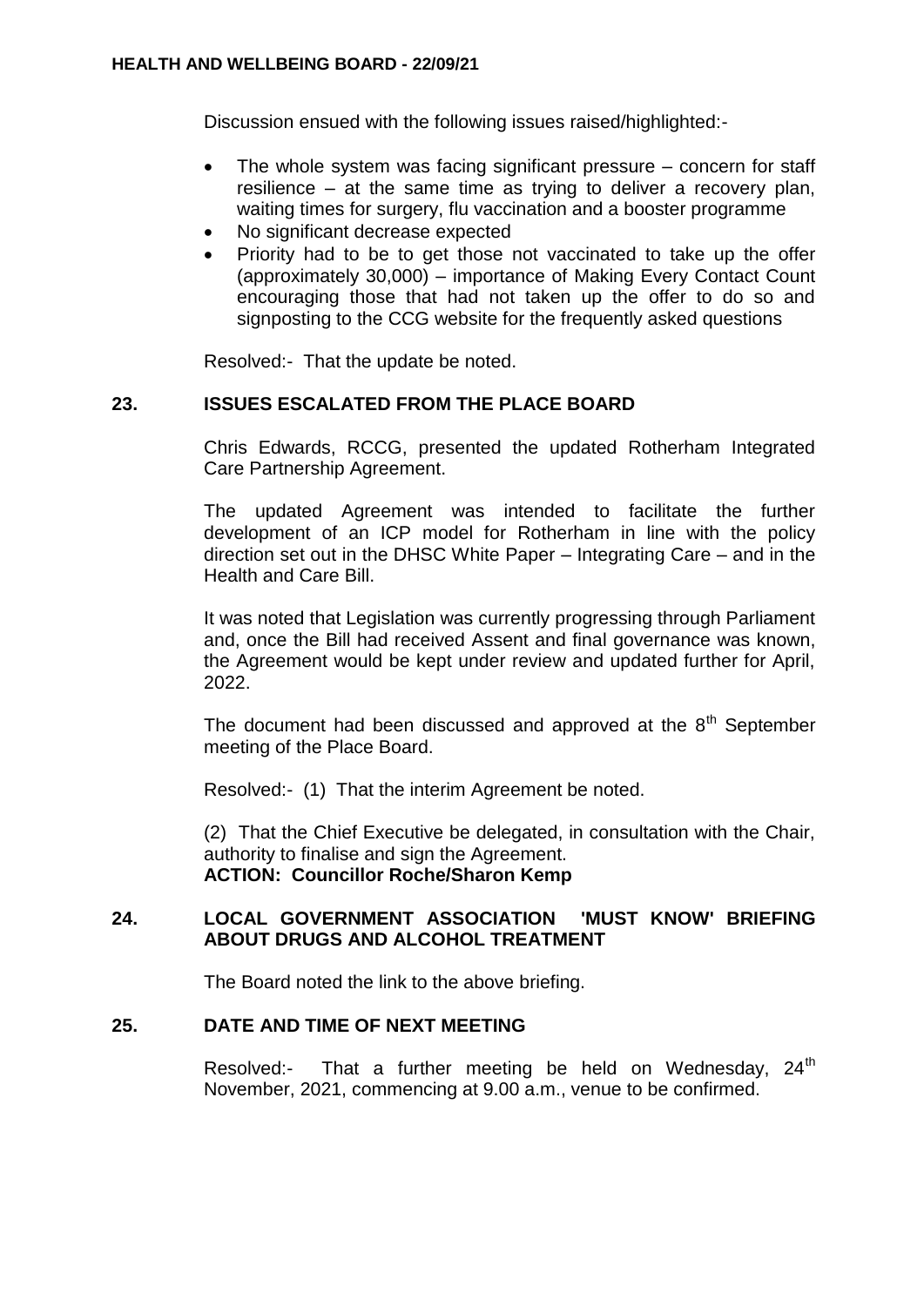Discussion ensued with the following issues raised/highlighted:-

- The whole system was facing significant pressure – concern for staff resilience – at the same time as trying to deliver a recovery plan, waiting times for surgery, flu vaccination and a booster programme
- No significant decrease expected
- Priority had to be to get those not vaccinated to take up the offer (approximately 30,000) – importance of Making Every Contact Count encouraging those that had not taken up the offer to do so and signposting to the CCG website for the frequently asked questions

Resolved:- That the update be noted.

## 23. ISSUES ESCALATED FROM THE PLACE BOARD

Chris Edwards, RCCG, presented the updated Rotherham Integrated Care Partnership Agreement.

The updated Agreement was intended to facilitate the further development of an ICP model for Rotherham in line with the policy direction set out in the DHSC White Paper – Integrating Care – and in the Health and Care Bill.

It was noted that Legislation was currently progressing through Parliament and, once the Bill had received Assent and final governance was known, the Agreement would be kept under review and updated further for April, 2022.

The document had been discussed and approved at the 8th September meeting of the Place Board.

Resolved:- (1) That the interim Agreement be noted.

(2) That the Chief Executive be delegated, in consultation with the Chair, authority to finalise and sign the Agreement.
**ACTION: Councillor Roche/Sharon Kemp**

## 24. LOCAL GOVERNMENT ASSOCIATION 'MUST KNOW' BRIEFING ABOUT DRUGS AND ALCOHOL TREATMENT

The Board noted the link to the above briefing.

## 25. DATE AND TIME OF NEXT MEETING

Resolved:- That a further meeting be held on Wednesday, 24th November, 2021, commencing at 9.00 a.m., venue to be confirmed.